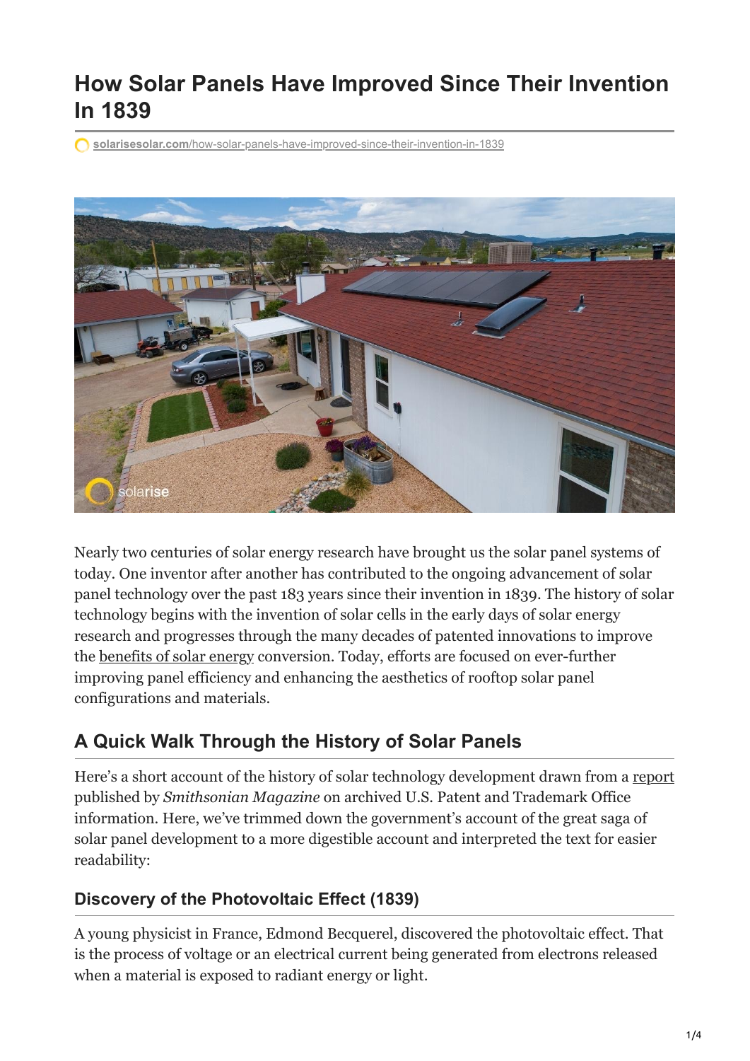# How Solar Panels Have Improved Since Their Invention In 1839

solarisesolar.com/how-solar-panels-have-improved-since-their-invention-in-1839

Nearly two centuries of solar energy research have brought us the solar panel systems of today. One inventor after another has contributed to the ongoing advancement of solar panel technology over the past 183 years since their invention in 1839. The history of solar technology begins with the invention of solar cells in the early days of solar energy research and progresses through the many decades of patented innovations to improve the benefits of solar energy conversion. Today, efforts are focused on ever-further improving panel efficiency and enhancing the aesthetics of rooftop solar panel configurations and materials.

## A Quick Walk Through the History of Solar Panels

Here's a short account of the history of solar technology development drawn from a report published by *Smithsonian Magazine* on archived U.S. Patent and Trademark Office information. Here, we've trimmed down the government's account of the great saga of solar panel development to a more digestible account and interpreted the text for easier readability:

### Discovery of the Photovoltaic Effect (1839)

A young physicist in France, Edmond Becquerel, discovered the photovoltaic effect. That is the process of voltage or an electrical current being generated from electrons released when a material is exposed to radiant energy or light.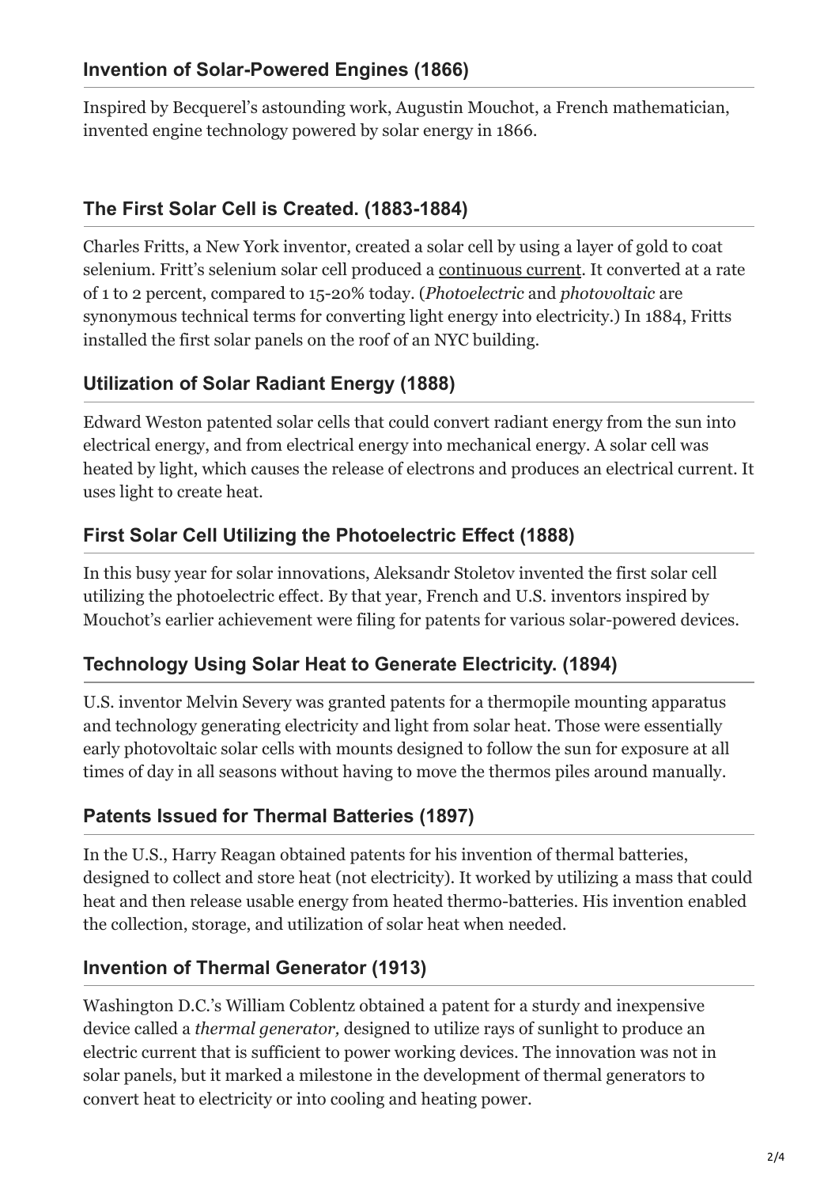### Invention of Solar-Powered Engines (1866)

Inspired by Becquerel's astounding work, Augustin Mouchot, a French mathematician, invented engine technology powered by solar energy in 1866.

### The First Solar Cell is Created. (1883-1884)

Charles Fritts, a New York inventor, created a solar cell by using a layer of gold to coat selenium. Fritt's selenium solar cell produced a continuous current. It converted at a rate of 1 to 2 percent, compared to 15-20% today. (*Photoelectric* and *photovoltaic* are synonymous technical terms for converting light energy into electricity.) In 1884, Fritts installed the first solar panels on the roof of an NYC building.

### Utilization of Solar Radiant Energy (1888)

Edward Weston patented solar cells that could convert radiant energy from the sun into electrical energy, and from electrical energy into mechanical energy. A solar cell was heated by light, which causes the release of electrons and produces an electrical current. It uses light to create heat.

### First Solar Cell Utilizing the Photoelectric Effect (1888)

In this busy year for solar innovations, Aleksandr Stoletov invented the first solar cell utilizing the photoelectric effect. By that year, French and U.S. inventors inspired by Mouchot's earlier achievement were filing for patents for various solar-powered devices.

### Technology Using Solar Heat to Generate Electricity. (1894)

U.S. inventor Melvin Severy was granted patents for a thermopile mounting apparatus and technology generating electricity and light from solar heat. Those were essentially early photovoltaic solar cells with mounts designed to follow the sun for exposure at all times of day in all seasons without having to move the thermos piles around manually.

### Patents Issued for Thermal Batteries (1897)

In the U.S., Harry Reagan obtained patents for his invention of thermal batteries, designed to collect and store heat (not electricity). It worked by utilizing a mass that could heat and then release usable energy from heated thermo-batteries. His invention enabled the collection, storage, and utilization of solar heat when needed.

### Invention of Thermal Generator (1913)

Washington D.C.'s William Coblentz obtained a patent for a sturdy and inexpensive device called a *thermal generator,* designed to utilize rays of sunlight to produce an electric current that is sufficient to power working devices. The innovation was not in solar panels, but it marked a milestone in the development of thermal generators to convert heat to electricity or into cooling and heating power.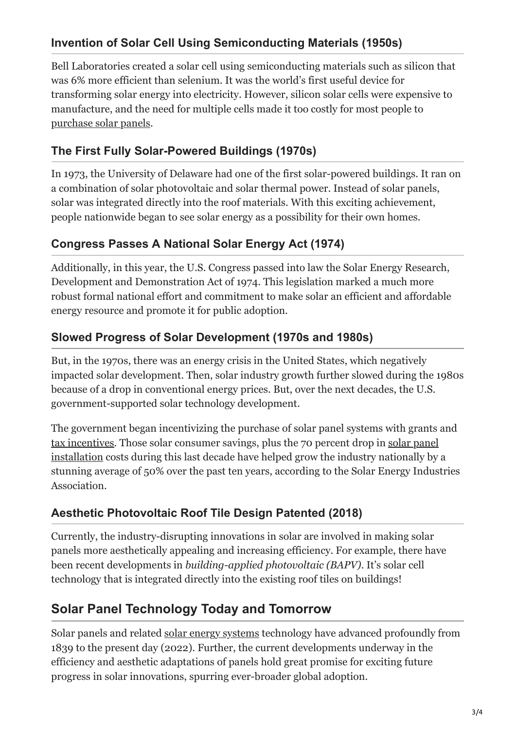### Invention of Solar Cell Using Semiconducting Materials (1950s)

Bell Laboratories created a solar cell using semiconducting materials such as silicon that was 6% more efficient than selenium. It was the world's first useful device for transforming solar energy into electricity. However, silicon solar cells were expensive to manufacture, and the need for multiple cells made it too costly for most people to purchase solar panels.

### The First Fully Solar-Powered Buildings (1970s)

In 1973, the University of Delaware had one of the first solar-powered buildings. It ran on a combination of solar photovoltaic and solar thermal power. Instead of solar panels, solar was integrated directly into the roof materials. With this exciting achievement, people nationwide began to see solar energy as a possibility for their own homes.

### Congress Passes A National Solar Energy Act (1974)

Additionally, in this year, the U.S. Congress passed into law the Solar Energy Research, Development and Demonstration Act of 1974. This legislation marked a much more robust formal national effort and commitment to make solar an efficient and affordable energy resource and promote it for public adoption.

### Slowed Progress of Solar Development (1970s and 1980s)

But, in the 1970s, there was an energy crisis in the United States, which negatively impacted solar development. Then, solar industry growth further slowed during the 1980s because of a drop in conventional energy prices. But, over the next decades, the U.S. government-supported solar technology development.

The government began incentivizing the purchase of solar panel systems with grants and tax incentives. Those solar consumer savings, plus the 70 percent drop in solar panel installation costs during this last decade have helped grow the industry nationally by a stunning average of 50% over the past ten years, according to the Solar Energy Industries Association.

### Aesthetic Photovoltaic Roof Tile Design Patented (2018)

Currently, the industry-disrupting innovations in solar are involved in making solar panels more aesthetically appealing and increasing efficiency. For example, there have been recent developments in *building-applied photovoltaic (BAPV)*. It's solar cell technology that is integrated directly into the existing roof tiles on buildings!

## Solar Panel Technology Today and Tomorrow

Solar panels and related solar energy systems technology have advanced profoundly from 1839 to the present day (2022). Further, the current developments underway in the efficiency and aesthetic adaptations of panels hold great promise for exciting future progress in solar innovations, spurring ever-broader global adoption.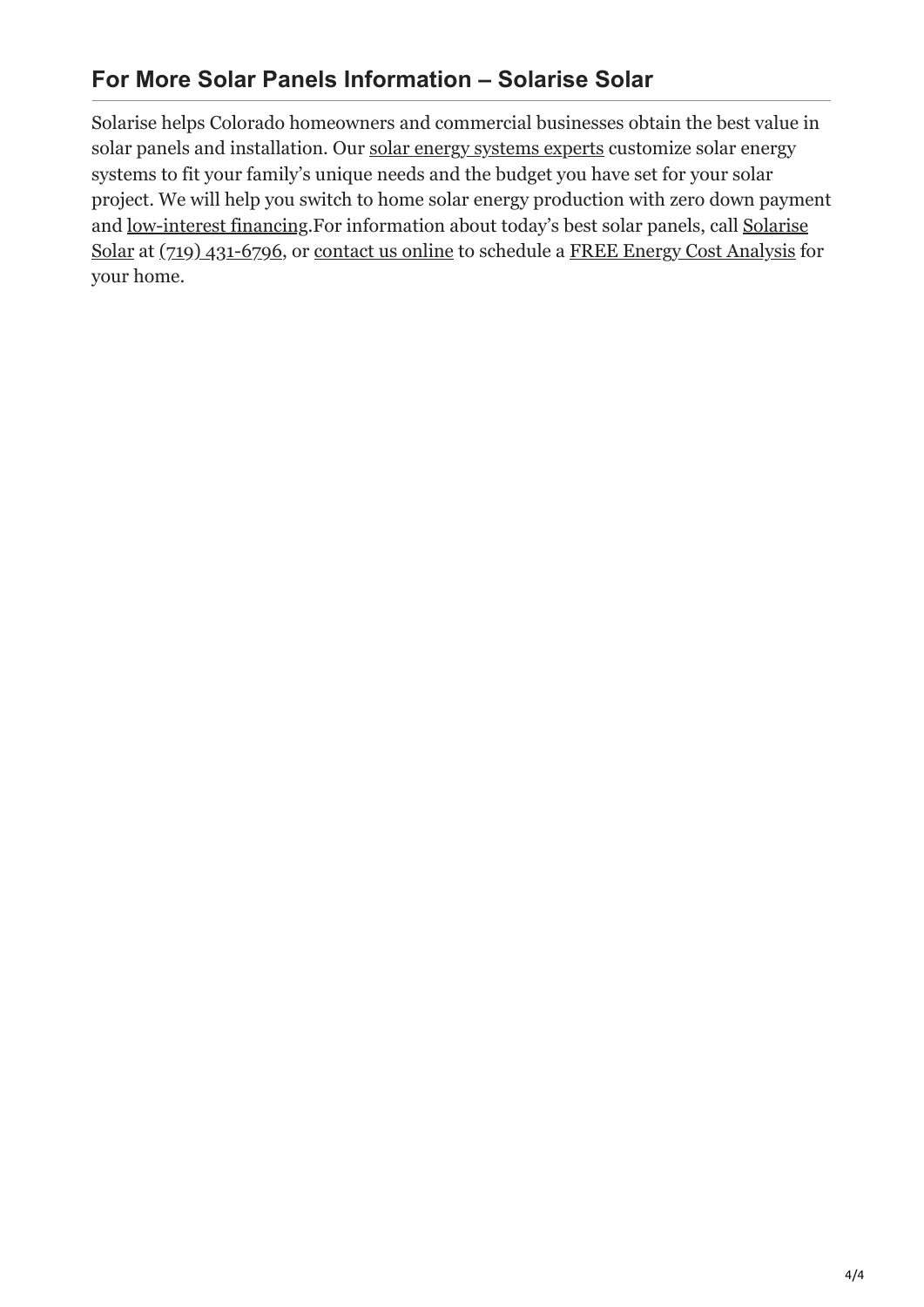## For More Solar Panels Information – Solarise Solar

Solarise helps Colorado homeowners and commercial businesses obtain the best value in solar panels and installation. Our solar energy systems experts customize solar energy systems to fit your family's unique needs and the budget you have set for your solar project. We will help you switch to home solar energy production with zero down payment and low-interest financing.For information about today's best solar panels, call Solarise Solar at (719) 431-6796, or contact us online to schedule a FREE Energy Cost Analysis for your home.